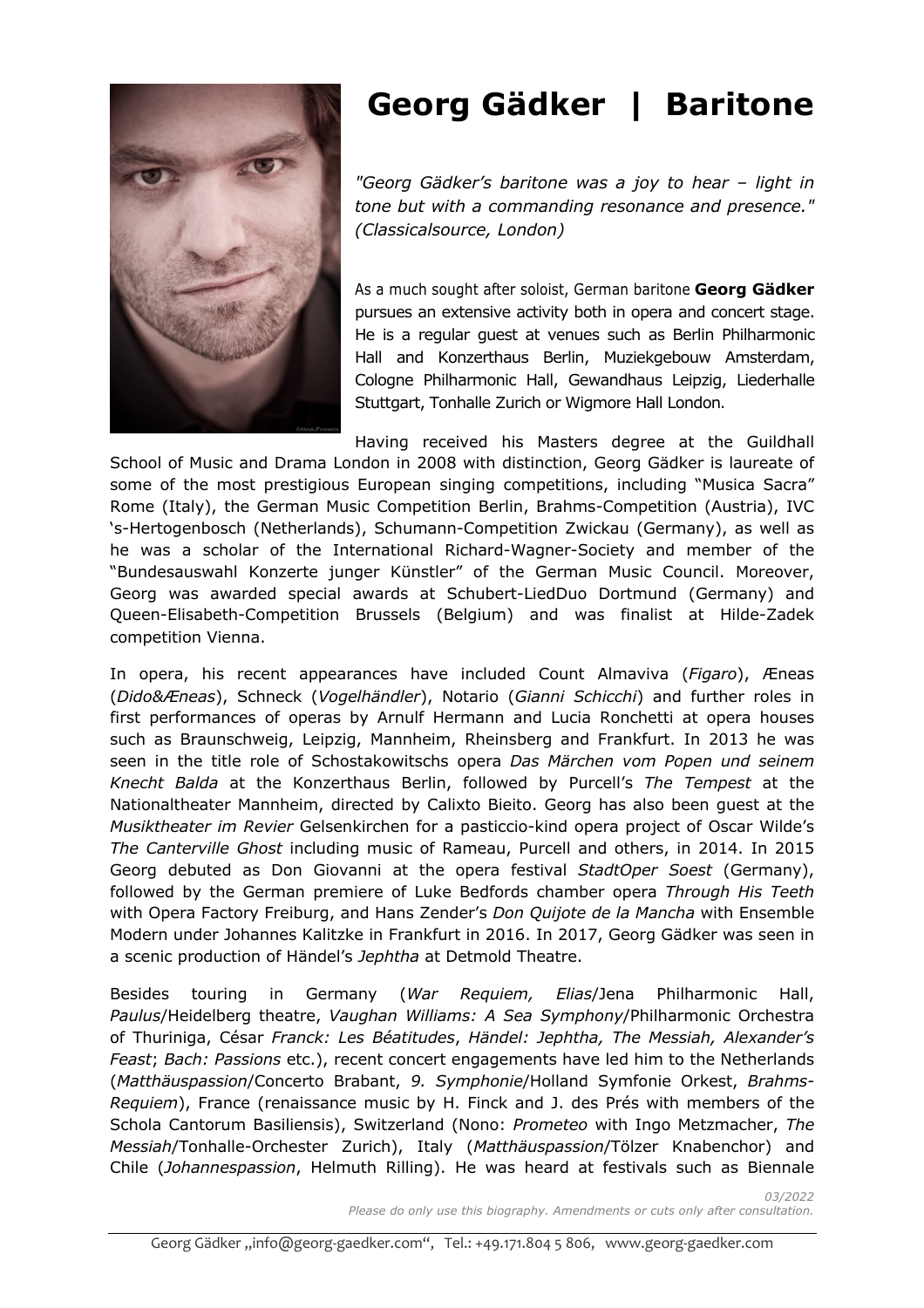# Georg Gädker | Baritone

*"Georg Gädker's baritone was a joy to hear – light in tone but with a commanding resonance and presence." (Classicalsource, London)*

As a much sought after soloist, German baritone **Georg Gädker** pursues an extensive activity both in opera and concert stage. He is a regular guest at venues such as Berlin Philharmonic Hall and Konzerthaus Berlin, Muziekgebouw Amsterdam, Cologne Philharmonic Hall, Gewandhaus Leipzig, Liederhalle Stuttgart, Tonhalle Zurich or Wigmore Hall London.

Having received his Masters degree at the Guildhall School of Music and Drama London in 2008 with distinction, Georg Gädker is laureate of some of the most prestigious European singing competitions, including "Musica Sacra" Rome (Italy), the German Music Competition Berlin, Brahms-Competition (Austria), IVC 's-Hertogenbosch (Netherlands), Schumann-Competition Zwickau (Germany), as well as he was a scholar of the International Richard-Wagner-Society and member of the "Bundesauswahl Konzerte junger Künstler" of the German Music Council. Moreover, Georg was awarded special awards at Schubert-LiedDuo Dortmund (Germany) and Queen-Elisabeth-Competition Brussels (Belgium) and was finalist at Hilde-Zadek competition Vienna.

In opera, his recent appearances have included Count Almaviva (*Figaro*), Æneas (*Dido&Æneas*), Schneck (*Vogelhändler*), Notario (*Gianni Schicchi*) and further roles in first performances of operas by Arnulf Hermann and Lucia Ronchetti at opera houses such as Braunschweig, Leipzig, Mannheim, Rheinsberg and Frankfurt. In 2013 he was seen in the title role of Schostakowitschs opera *Das Märchen vom Popen und seinem Knecht Balda* at the Konzerthaus Berlin, followed by Purcell's *The Tempest* at the Nationaltheater Mannheim, directed by Calixto Bieito. Georg has also been guest at the *Musiktheater im Revier* Gelsenkirchen for a pasticcio-kind opera project of Oscar Wilde's *The Canterville Ghost* including music of Rameau, Purcell and others, in 2014. In 2015 Georg debuted as Don Giovanni at the opera festival *StadtOper Soest* (Germany), followed by the German premiere of Luke Bedfords chamber opera *Through His Teeth* with Opera Factory Freiburg, and Hans Zender's *Don Quijote de la Mancha* with Ensemble Modern under Johannes Kalitzke in Frankfurt in 2016. In 2017, Georg Gädker was seen in a scenic production of Händel's *Jephtha* at Detmold Theatre.

Besides touring in Germany (*War Requiem, Elias*/Jena Philharmonic Hall, *Paulus*/Heidelberg theatre, *Vaughan Williams: A Sea Symphony*/Philharmonic Orchestra of Thuriniga, César *Franck: Les Béatitudes*, *Händel: Jephtha, The Messiah, Alexander's Feast*; *Bach: Passions* etc.), recent concert engagements have led him to the Netherlands (*Matthäuspassion*/Concerto Brabant, *9. Symphonie*/Holland Symfonie Orkest, *Brahms-Requiem*), France (renaissance music by H. Finck and J. des Prés with members of the Schola Cantorum Basiliensis), Switzerland (Nono: *Prometeo* with Ingo Metzmacher, *The Messiah*/Tonhalle-Orchester Zurich), Italy (*Matthäuspassion*/Tölzer Knabenchor) and Chile (*Johannespassion*, Helmuth Rilling). He was heard at festivals such as Biennale

*03/2022*
*Please do only use this biography. Amendments or cuts only after consultation.*

Georg Gädker „info@georg-gaedker.com", Tel.: +49.171.804 5 806, www.georg-gaedker.com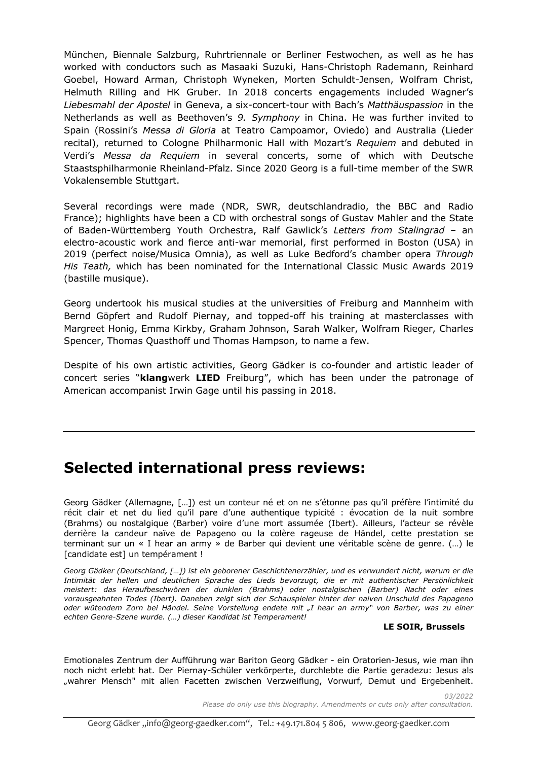München, Biennale Salzburg, Ruhrtriennale or Berliner Festwochen, as well as he has worked with conductors such as Masaaki Suzuki, Hans-Christoph Rademann, Reinhard Goebel, Howard Arman, Christoph Wyneken, Morten Schuldt-Jensen, Wolfram Christ, Helmuth Rilling and HK Gruber. In 2018 concerts engagements included Wagner's *Liebesmahl der Apostel* in Geneva, a six-concert-tour with Bach's *Matthäuspassion* in the Netherlands as well as Beethoven's *9. Symphony* in China. He was further invited to Spain (Rossini's *Messa di Gloria* at *Teatro Campoamor*, Oviedo) and Australia (Lieder recital), returned to Cologne Philharmonic Hall with Mozart's *Requiem* and debuted in Verdi's *Messa da Requiem* in several concerts, some of which with Deutsche Staatsphilharmonie Rheinland-Pfalz. Since 2020 Georg is a full-time member of the SWR Vokalensemble Stuttgart.

Several recordings were made (NDR, SWR, deutschlandradio, the BBC and Radio France); highlights have been a CD with orchestral songs of Gustav Mahler and the State of Baden-Württemberg Youth Orchestra, Ralf Gawlick's *Letters from Stalingrad* – an electro-acoustic work and fierce anti-war memorial, first performed in Boston (USA) in 2019 (perfect noise/Musica Omnia), as well as Luke Bedford's chamber opera *Through His Teath,* which has been nominated for the International Classic Music Awards 2019 (bastille musique).

Georg undertook his musical studies at the universities of Freiburg and Mannheim with Bernd Göpfert and Rudolf Piernay, and topped-off his training at masterclasses with Margreet Honig, Emma Kirkby, Graham Johnson, Sarah Walker, Wolfram Rieger, Charles Spencer, Thomas Quasthoff und Thomas Hampson, to name a few.

Despite of his own artistic activities, Georg Gädker is co-founder and artistic leader of concert series "**klang**werk **LIED** Freiburg", which has been under the patronage of American accompanist Irwin Gage until his passing in 2018.

---

# Selected international press reviews:

Georg Gädker (Allemagne, […]) est un conteur né et on ne s'étonne pas qu'il préfère l'intimité du récit clair et net du lied qu'il pare d'une authentique typicité : évocation de la nuit sombre (Brahms) ou nostalgique (Barber) voire d'une mort assumée (Ibert). Ailleurs, l'acteur se révèle derrière la candeur naïve de Papageno ou la colère rageuse de Händel, cette prestation se terminant sur un « I hear an army » de Barber qui devient une véritable scène de genre. (…) le [candidate est] un tempérament !

*Georg Gädker (Deutschland, […]) ist ein geborener Geschichtenerzähler, und es verwundert nicht, warum er die Intimität der hellen und deutlichen Sprache des Lieds bevorzugt, die er mit authentischer Persönlichkeit meistert: das Heraufbeschwören der dunklen (Brahms) oder nostalgischen (Barber) Nacht oder eines vorausgeahnten Todes (Ibert). Daneben zeigt sich der Schauspieler hinter der naiven Unschuld des Papageno oder wütendem Zorn bei Händel. Seine Vorstellung endete mit „I hear an army" von Barber, was zu einer echten Genre-Szene wurde. (…) dieser Kandidat ist Temperament!*

**LE SOIR, Brussels**

Emotionales Zentrum der Aufführung war Bariton Georg Gädker - ein Oratorien-Jesus, wie man ihn noch nicht erlebt hat. Der Piernay-Schüler verkörperte, durchlebte die Partie geradezu: Jesus als „wahrer Mensch" mit allen Facetten zwischen Verzweiflung, Vorwurf, Demut und Ergebenheit.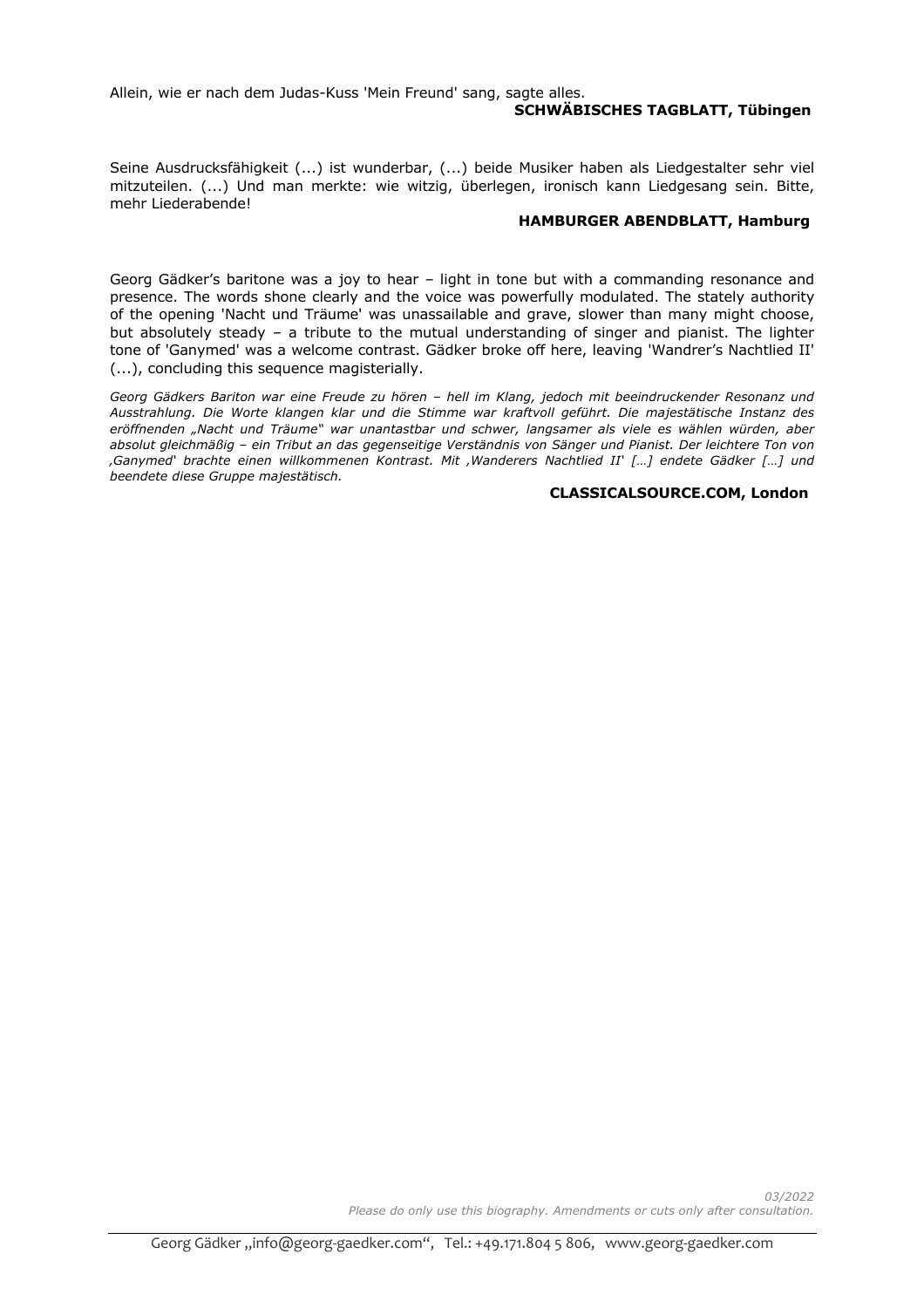Allein, wie er nach dem Judas-Kuss 'Mein Freund' sang, sagte alles.

**SCHWÄBISCHES TAGBLATT, Tübingen**

Seine Ausdrucksfähigkeit (...) ist wunderbar, (...) beide Musiker haben als Liedgestalter sehr viel mitzuteilen. (...) Und man merkte: wie witzig, überlegen, ironisch kann Liedgesang sein. Bitte, mehr Liederabende!

**HAMBURGER ABENDBLATT, Hamburg**

Georg Gädker's baritone was a joy to hear – light in tone but with a commanding resonance and presence. The words shone clearly and the voice was powerfully modulated. The stately authority of the opening 'Nacht und Träume' was unassailable and grave, slower than many might choose, but absolutely steady – a tribute to the mutual understanding of singer and pianist. The lighter tone of 'Ganymed' was a welcome contrast. Gädker broke off here, leaving 'Wandrer's Nachtlied II' (...), concluding this sequence magisterially.

*Georg Gädkers Bariton war eine Freude zu hören – hell im Klang, jedoch mit beeindruckender Resonanz und Ausstrahlung. Die Worte klangen klar und die Stimme war kraftvoll geführt. Die majestätische Instanz des eröffnenden „Nacht und Träume" war unantastbar und schwer, langsamer als viele es wählen würden, aber absolut gleichmäßig – ein Tribut an das gegenseitige Verständnis von Sänger und Pianist. Der leichtere Ton von ‚Ganymed' brachte einen willkommenen Kontrast. Mit ‚Wanderers Nachtlied II' […] endete Gädker […] und beendete diese Gruppe majestätisch.*

**CLASSICALSOURCE.COM, London**

*03/2022*
*Please do only use this biography. Amendments or cuts only after consultation.*

Georg Gädker „info@georg-gaedker.com", Tel.: +49.171.804 5 806, www.georg-gaedker.com